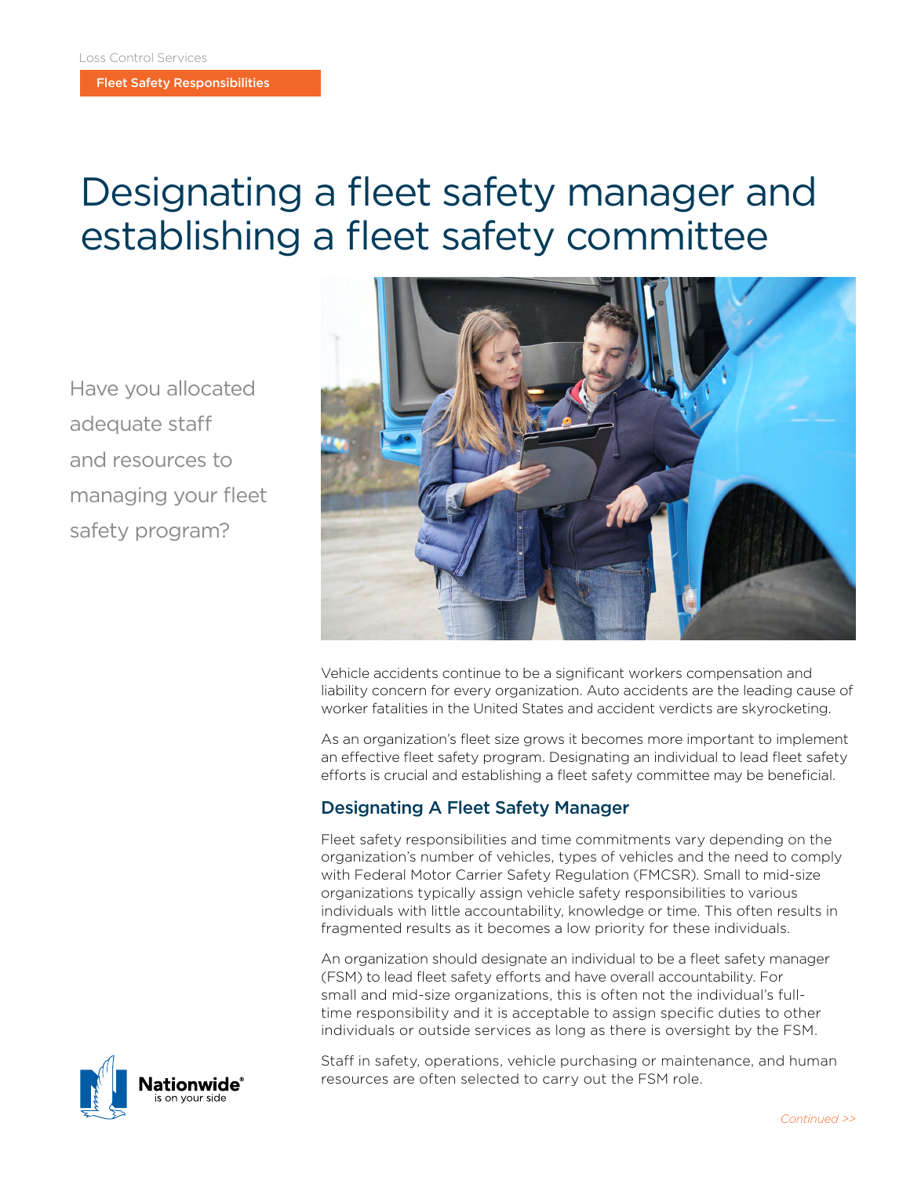Loss Control Services

**Fleet Safety Responsibilities**

# Designating a fleet safety manager and establishing a fleet safety committee

Have you allocated adequate staff and resources to managing your fleet safety program?

Vehicle accidents continue to be a significant workers compensation and liability concern for every organization. Auto accidents are the leading cause of worker fatalities in the United States and accident verdicts are skyrocketing.

As an organization's fleet size grows it becomes more important to implement an effective fleet safety program. Designating an individual to lead fleet safety efforts is crucial and establishing a fleet safety committee may be beneficial.

## Designating A Fleet Safety Manager

Fleet safety responsibilities and time commitments vary depending on the organization's number of vehicles, types of vehicles and the need to comply with Federal Motor Carrier Safety Regulation (FMCSR). Small to mid-size organizations typically assign vehicle safety responsibilities to various individuals with little accountability, knowledge or time. This often results in fragmented results as it becomes a low priority for these individuals.

An organization should designate an individual to be a fleet safety manager (FSM) to lead fleet safety efforts and have overall accountability. For small and mid-size organizations, this is often not the individual's full-time responsibility and it is acceptable to assign specific duties to other individuals or outside services as long as there is oversight by the FSM.

Staff in safety, operations, vehicle purchasing or maintenance, and human resources are often selected to carry out the FSM role.

*Continued >>*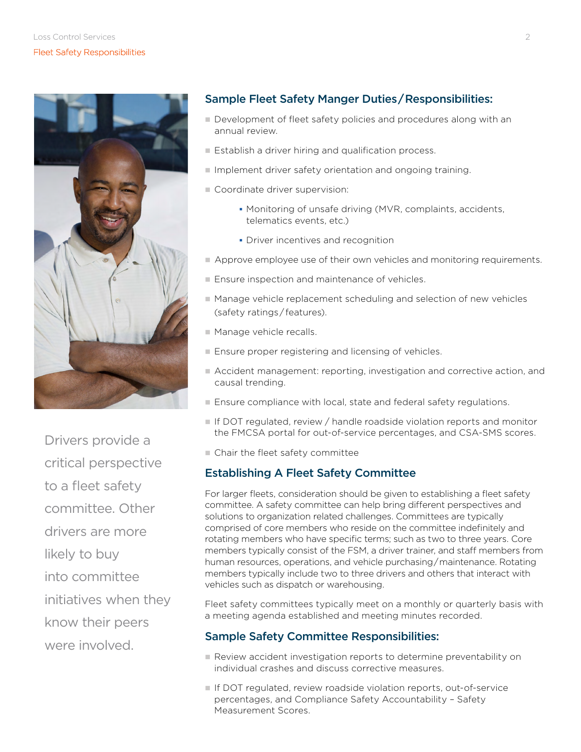Drivers provide a critical perspective to a fleet safety committee. Other drivers are more likely to buy into committee initiatives when they know their peers were involved.

## Sample Fleet Safety Manger Duties / Responsibilities:

- Development of fleet safety policies and procedures along with an annual review.
- Establish a driver hiring and qualification process.
- Implement driver safety orientation and ongoing training.
- Coordinate driver supervision:
  - Monitoring of unsafe driving (MVR, complaints, accidents, telematics events, etc.)
  - Driver incentives and recognition
- Approve employee use of their own vehicles and monitoring requirements.
- Ensure inspection and maintenance of vehicles.
- Manage vehicle replacement scheduling and selection of new vehicles (safety ratings / features).
- Manage vehicle recalls.
- Ensure proper registering and licensing of vehicles.
- Accident management: reporting, investigation and corrective action, and causal trending.
- Ensure compliance with local, state and federal safety regulations.
- If DOT regulated, review / handle roadside violation reports and monitor the FMCSA portal for out-of-service percentages, and CSA-SMS scores.
- Chair the fleet safety committee

## Establishing A Fleet Safety Committee

For larger fleets, consideration should be given to establishing a fleet safety committee. A safety committee can help bring different perspectives and solutions to organization related challenges. Committees are typically comprised of core members who reside on the committee indefinitely and rotating members who have specific terms; such as two to three years. Core members typically consist of the FSM, a driver trainer, and staff members from human resources, operations, and vehicle purchasing / maintenance. Rotating members typically include two to three drivers and others that interact with vehicles such as dispatch or warehousing.

Fleet safety committees typically meet on a monthly or quarterly basis with a meeting agenda established and meeting minutes recorded.

## Sample Safety Committee Responsibilities:

- Review accident investigation reports to determine preventability on individual crashes and discuss corrective measures.
- If DOT regulated, review roadside violation reports, out-of-service percentages, and Compliance Safety Accountability – Safety Measurement Scores.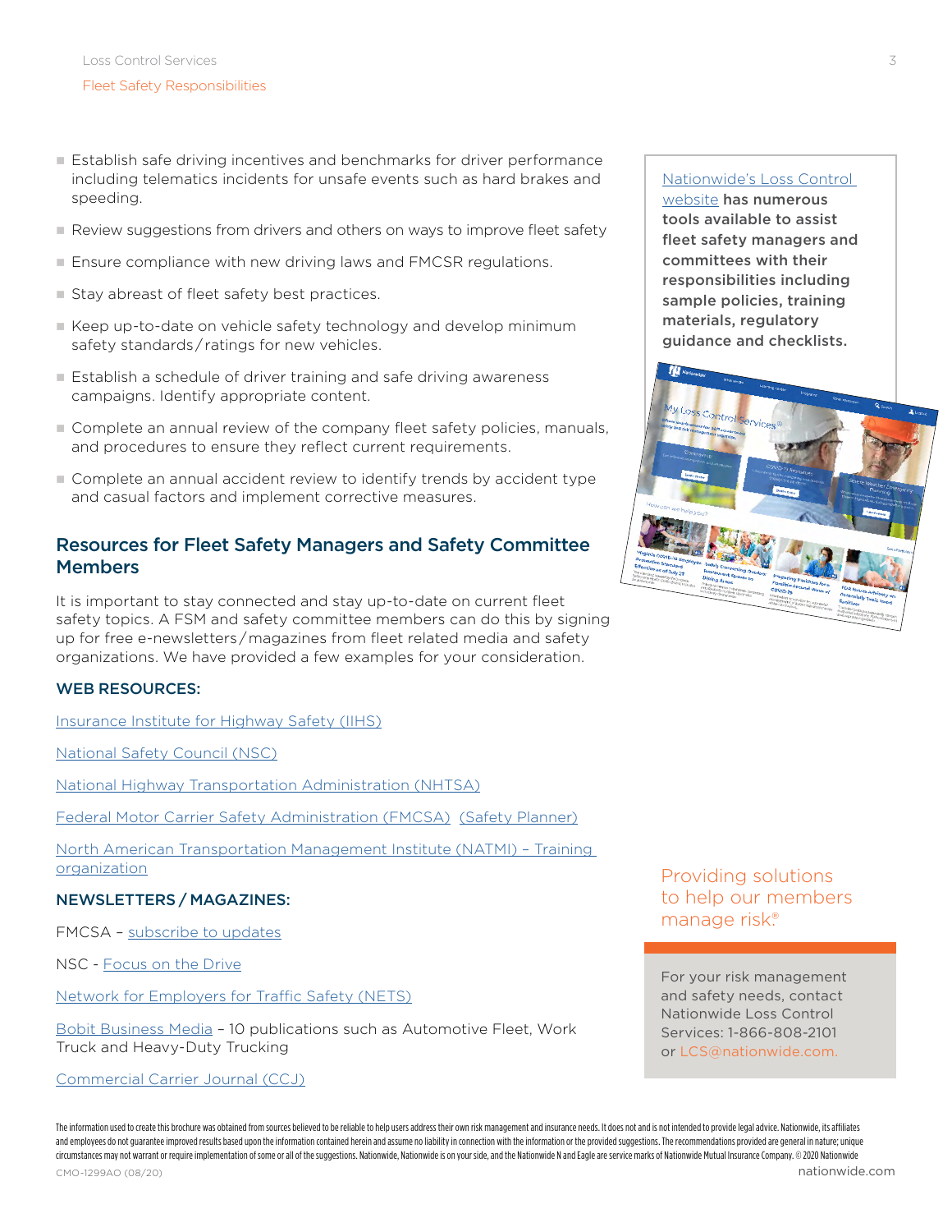- Establish safe driving incentives and benchmarks for driver performance including telematics incidents for unsafe events such as hard brakes and speeding.
- Review suggestions from drivers and others on ways to improve fleet safety
- Ensure compliance with new driving laws and FMCSR regulations.
- Stay abreast of fleet safety best practices.
- Keep up-to-date on vehicle safety technology and develop minimum safety standards / ratings for new vehicles.
- Establish a schedule of driver training and safe driving awareness campaigns. Identify appropriate content.
- Complete an annual review of the company fleet safety policies, manuals, and procedures to ensure they reflect current requirements.
- Complete an annual accident review to identify trends by accident type and casual factors and implement corrective measures.

## Resources for Fleet Safety Managers and Safety Committee Members

It is important to stay connected and stay up-to-date on current fleet safety topics. A FSM and safety committee members can do this by signing up for free e-newsletters / magazines from fleet related media and safety organizations. We have provided a few examples for your consideration.

### WEB RESOURCES:

Insurance Institute for Highway Safety (IIHS)

National Safety Council (NSC)

National Highway Transportation Administration (NHTSA)

Federal Motor Carrier Safety Administration (FMCSA) (Safety Planner)

North American Transportation Management Institute (NATMI) – Training organization

### NEWSLETTERS / MAGAZINES:

FMCSA – subscribe to updates

NSC - Focus on the Drive

Network for Employers for Traffic Safety (NETS)

Bobit Business Media – 10 publications such as Automotive Fleet, Work Truck and Heavy-Duty Trucking

Commercial Carrier Journal (CCJ)

**Nationwide's Loss Control website has numerous tools available to assist fleet safety managers and committees with their responsibilities including sample policies, training materials, regulatory guidance and checklists.**

Providing solutions to help our members manage risk.®

For your risk management and safety needs, contact Nationwide Loss Control Services: 1-866-808-2101 or LCS@nationwide.com.

The information used to create this brochure was obtained from sources believed to be reliable to help users address their own risk management and insurance needs. It does not and is not intended to provide legal advice. Nationwide, its affiliates and employees do not guarantee improved results based upon the information contained herein and assume no liability in connection with the information or the provided suggestions. The recommendations provided are general in nature; unique circumstances may not warrant or require implementation of some or all of the suggestions. Nationwide, Nationwide is on your side, and the Nationwide N and Eagle are service marks of Nationwide Mutual Insurance Company. © 2020 Nationwide

CMO-1299AO (08/20)

nationwide.com